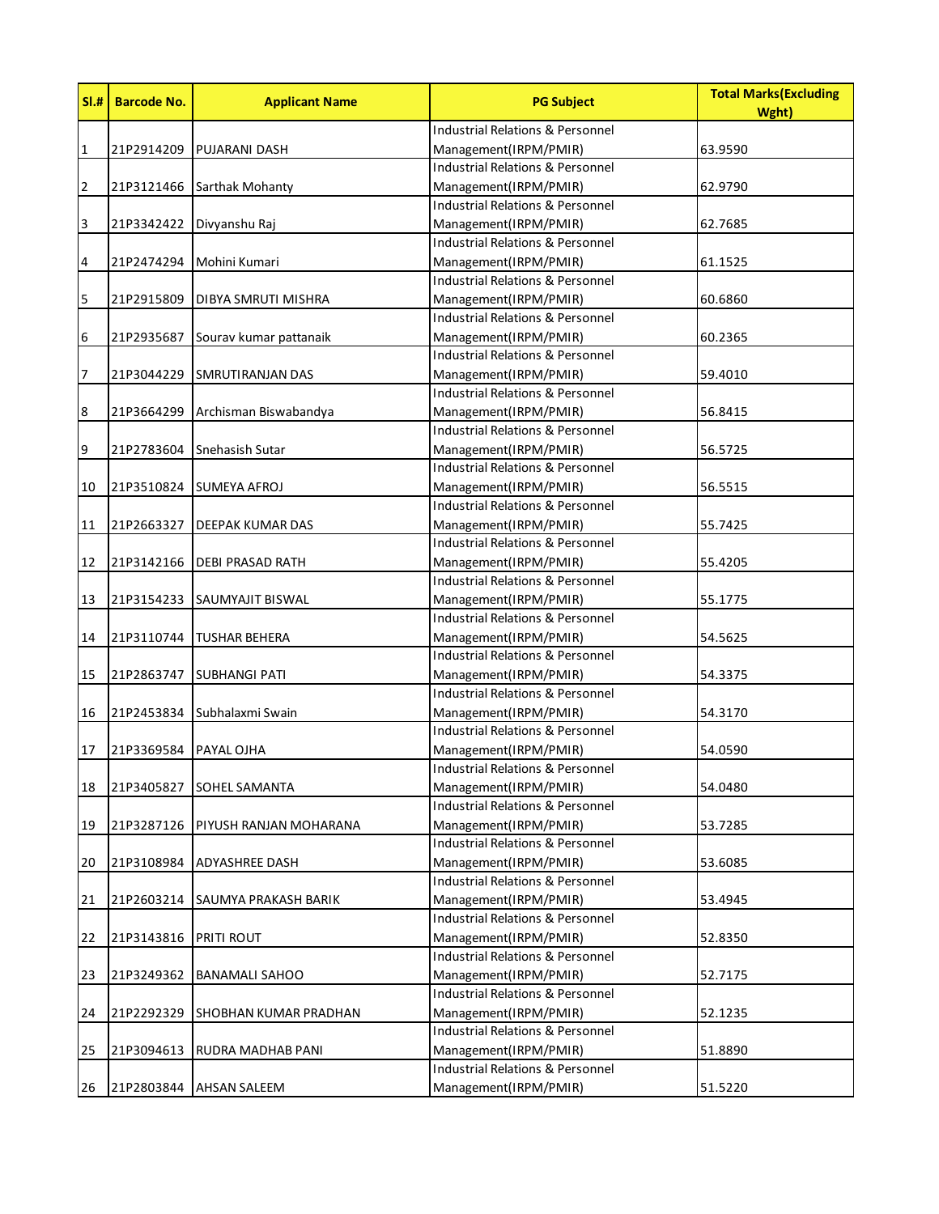| Sl.# | Barcode No. | Applicant Name | PG Subject | Total Marks(Excluding Wght) |
|---|---|---|---|---|
| 1 | 21P2914209 | PUJARANI DASH | Industrial Relations & Personnel Management(IRPM/PMIR) | 63.9590 |
| 2 | 21P3121466 | Sarthak Mohanty | Industrial Relations & Personnel Management(IRPM/PMIR) | 62.9790 |
| 3 | 21P3342422 | Divyanshu Raj | Industrial Relations & Personnel Management(IRPM/PMIR) | 62.7685 |
| 4 | 21P2474294 | Mohini Kumari | Industrial Relations & Personnel Management(IRPM/PMIR) | 61.1525 |
| 5 | 21P2915809 | DIBYA SMRUTI MISHRA | Industrial Relations & Personnel Management(IRPM/PMIR) | 60.6860 |
| 6 | 21P2935687 | Sourav kumar pattanaik | Industrial Relations & Personnel Management(IRPM/PMIR) | 60.2365 |
| 7 | 21P3044229 | SMRUTIRANJAN DAS | Industrial Relations & Personnel Management(IRPM/PMIR) | 59.4010 |
| 8 | 21P3664299 | Archisman Biswabandya | Industrial Relations & Personnel Management(IRPM/PMIR) | 56.8415 |
| 9 | 21P2783604 | Snehasish Sutar | Industrial Relations & Personnel Management(IRPM/PMIR) | 56.5725 |
| 10 | 21P3510824 | SUMEYA AFROJ | Industrial Relations & Personnel Management(IRPM/PMIR) | 56.5515 |
| 11 | 21P2663327 | DEEPAK KUMAR DAS | Industrial Relations & Personnel Management(IRPM/PMIR) | 55.7425 |
| 12 | 21P3142166 | DEBI PRASAD RATH | Industrial Relations & Personnel Management(IRPM/PMIR) | 55.4205 |
| 13 | 21P3154233 | SAUMYAJIT BISWAL | Industrial Relations & Personnel Management(IRPM/PMIR) | 55.1775 |
| 14 | 21P3110744 | TUSHAR BEHERA | Industrial Relations & Personnel Management(IRPM/PMIR) | 54.5625 |
| 15 | 21P2863747 | SUBHANGI PATI | Industrial Relations & Personnel Management(IRPM/PMIR) | 54.3375 |
| 16 | 21P2453834 | Subhalaxmi Swain | Industrial Relations & Personnel Management(IRPM/PMIR) | 54.3170 |
| 17 | 21P3369584 | PAYAL OJHA | Industrial Relations & Personnel Management(IRPM/PMIR) | 54.0590 |
| 18 | 21P3405827 | SOHEL SAMANTA | Industrial Relations & Personnel Management(IRPM/PMIR) | 54.0480 |
| 19 | 21P3287126 | PIYUSH RANJAN MOHARANA | Industrial Relations & Personnel Management(IRPM/PMIR) | 53.7285 |
| 20 | 21P3108984 | ADYASHREE DASH | Industrial Relations & Personnel Management(IRPM/PMIR) | 53.6085 |
| 21 | 21P2603214 | SAUMYA PRAKASH BARIK | Industrial Relations & Personnel Management(IRPM/PMIR) | 53.4945 |
| 22 | 21P3143816 | PRITI ROUT | Industrial Relations & Personnel Management(IRPM/PMIR) | 52.8350 |
| 23 | 21P3249362 | BANAMALI SAHOO | Industrial Relations & Personnel Management(IRPM/PMIR) | 52.7175 |
| 24 | 21P2292329 | SHOBHAN KUMAR PRADHAN | Industrial Relations & Personnel Management(IRPM/PMIR) | 52.1235 |
| 25 | 21P3094613 | RUDRA MADHAB PANI | Industrial Relations & Personnel Management(IRPM/PMIR) | 51.8890 |
| 26 | 21P2803844 | AHSAN SALEEM | Industrial Relations & Personnel Management(IRPM/PMIR) | 51.5220 |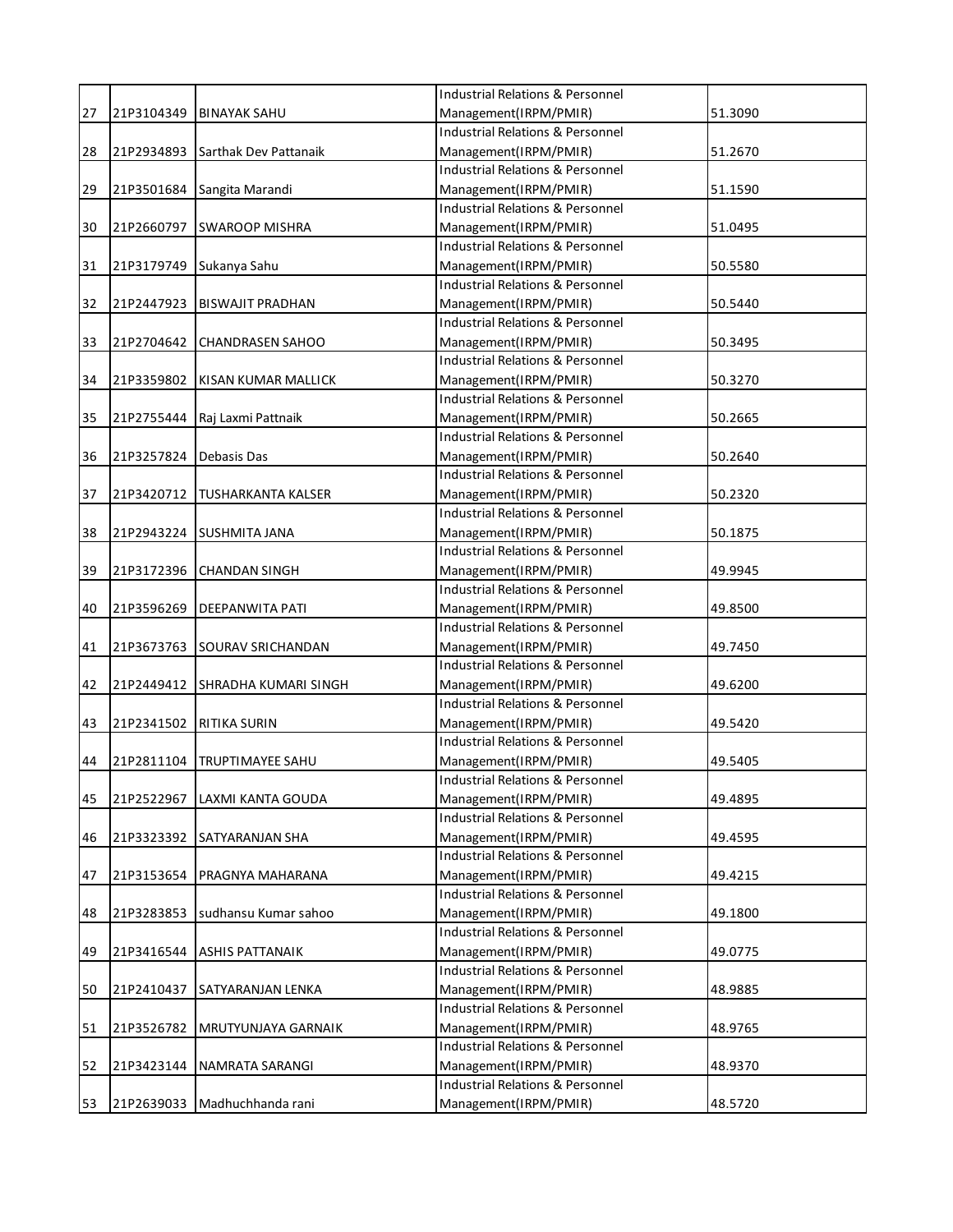| | | | | |
|---|---|---|---|---|
| 27 | 21P3104349 | BINAYAK SAHU | Industrial Relations & Personnel Management(IRPM/PMIR) | 51.3090 |
| 28 | 21P2934893 | Sarthak Dev Pattanaik | Industrial Relations & Personnel Management(IRPM/PMIR) | 51.2670 |
| 29 | 21P3501684 | Sangita Marandi | Industrial Relations & Personnel Management(IRPM/PMIR) | 51.1590 |
| 30 | 21P2660797 | SWAROOP MISHRA | Industrial Relations & Personnel Management(IRPM/PMIR) | 51.0495 |
| 31 | 21P3179749 | Sukanya Sahu | Industrial Relations & Personnel Management(IRPM/PMIR) | 50.5580 |
| 32 | 21P2447923 | BISWAJIT PRADHAN | Industrial Relations & Personnel Management(IRPM/PMIR) | 50.5440 |
| 33 | 21P2704642 | CHANDRASEN SAHOO | Industrial Relations & Personnel Management(IRPM/PMIR) | 50.3495 |
| 34 | 21P3359802 | KISAN KUMAR MALLICK | Industrial Relations & Personnel Management(IRPM/PMIR) | 50.3270 |
| 35 | 21P2755444 | Raj Laxmi Pattnaik | Industrial Relations & Personnel Management(IRPM/PMIR) | 50.2665 |
| 36 | 21P3257824 | Debasis Das | Industrial Relations & Personnel Management(IRPM/PMIR) | 50.2640 |
| 37 | 21P3420712 | TUSHARKANTA KALSER | Industrial Relations & Personnel Management(IRPM/PMIR) | 50.2320 |
| 38 | 21P2943224 | SUSHMITA JANA | Industrial Relations & Personnel Management(IRPM/PMIR) | 50.1875 |
| 39 | 21P3172396 | CHANDAN SINGH | Industrial Relations & Personnel Management(IRPM/PMIR) | 49.9945 |
| 40 | 21P3596269 | DEEPANWITA PATI | Industrial Relations & Personnel Management(IRPM/PMIR) | 49.8500 |
| 41 | 21P3673763 | SOURAV SRICHANDAN | Industrial Relations & Personnel Management(IRPM/PMIR) | 49.7450 |
| 42 | 21P2449412 | SHRADHA KUMARI SINGH | Industrial Relations & Personnel Management(IRPM/PMIR) | 49.6200 |
| 43 | 21P2341502 | RITIKA SURIN | Industrial Relations & Personnel Management(IRPM/PMIR) | 49.5420 |
| 44 | 21P2811104 | TRUPTIMAYEE SAHU | Industrial Relations & Personnel Management(IRPM/PMIR) | 49.5405 |
| 45 | 21P2522967 | LAXMI KANTA GOUDA | Industrial Relations & Personnel Management(IRPM/PMIR) | 49.4895 |
| 46 | 21P3323392 | SATYARANJAN SHA | Industrial Relations & Personnel Management(IRPM/PMIR) | 49.4595 |
| 47 | 21P3153654 | PRAGNYA MAHARANA | Industrial Relations & Personnel Management(IRPM/PMIR) | 49.4215 |
| 48 | 21P3283853 | sudhansu Kumar sahoo | Industrial Relations & Personnel Management(IRPM/PMIR) | 49.1800 |
| 49 | 21P3416544 | ASHIS PATTANAIK | Industrial Relations & Personnel Management(IRPM/PMIR) | 49.0775 |
| 50 | 21P2410437 | SATYARANJAN LENKA | Industrial Relations & Personnel Management(IRPM/PMIR) | 48.9885 |
| 51 | 21P3526782 | MRUTYUNJAYA GARNAIK | Industrial Relations & Personnel Management(IRPM/PMIR) | 48.9765 |
| 52 | 21P3423144 | NAMRATA SARANGI | Industrial Relations & Personnel Management(IRPM/PMIR) | 48.9370 |
| 53 | 21P2639033 | Madhuchhanda rani | Industrial Relations & Personnel Management(IRPM/PMIR) | 48.5720 |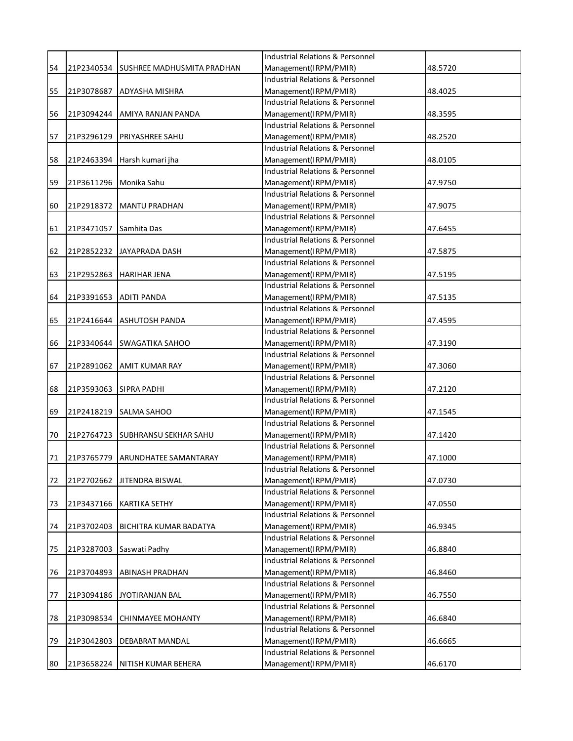| | | | | |
|---|---|---|---|---|
| 54 | 21P2340534 | SUSHREE MADHUSMITA PRADHAN | Industrial Relations & Personnel Management(IRPM/PMIR) | 48.5720 |
| 55 | 21P3078687 | ADYASHA MISHRA | Industrial Relations & Personnel Management(IRPM/PMIR) | 48.4025 |
| 56 | 21P3094244 | AMIYA RANJAN PANDA | Industrial Relations & Personnel Management(IRPM/PMIR) | 48.3595 |
| 57 | 21P3296129 | PRIYASHREE SAHU | Industrial Relations & Personnel Management(IRPM/PMIR) | 48.2520 |
| 58 | 21P2463394 | Harsh kumari jha | Industrial Relations & Personnel Management(IRPM/PMIR) | 48.0105 |
| 59 | 21P3611296 | Monika Sahu | Industrial Relations & Personnel Management(IRPM/PMIR) | 47.9750 |
| 60 | 21P2918372 | MANTU PRADHAN | Industrial Relations & Personnel Management(IRPM/PMIR) | 47.9075 |
| 61 | 21P3471057 | Samhita Das | Industrial Relations & Personnel Management(IRPM/PMIR) | 47.6455 |
| 62 | 21P2852232 | JAYAPRADA DASH | Industrial Relations & Personnel Management(IRPM/PMIR) | 47.5875 |
| 63 | 21P2952863 | HARIHAR JENA | Industrial Relations & Personnel Management(IRPM/PMIR) | 47.5195 |
| 64 | 21P3391653 | ADITI PANDA | Industrial Relations & Personnel Management(IRPM/PMIR) | 47.5135 |
| 65 | 21P2416644 | ASHUTOSH PANDA | Industrial Relations & Personnel Management(IRPM/PMIR) | 47.4595 |
| 66 | 21P3340644 | SWAGATIKA SAHOO | Industrial Relations & Personnel Management(IRPM/PMIR) | 47.3190 |
| 67 | 21P2891062 | AMIT KUMAR RAY | Industrial Relations & Personnel Management(IRPM/PMIR) | 47.3060 |
| 68 | 21P3593063 | SIPRA PADHI | Industrial Relations & Personnel Management(IRPM/PMIR) | 47.2120 |
| 69 | 21P2418219 | SALMA SAHOO | Industrial Relations & Personnel Management(IRPM/PMIR) | 47.1545 |
| 70 | 21P2764723 | SUBHRANSU SEKHAR SAHU | Industrial Relations & Personnel Management(IRPM/PMIR) | 47.1420 |
| 71 | 21P3765779 | ARUNDHATEE SAMANTARAY | Industrial Relations & Personnel Management(IRPM/PMIR) | 47.1000 |
| 72 | 21P2702662 | JITENDRA BISWAL | Industrial Relations & Personnel Management(IRPM/PMIR) | 47.0730 |
| 73 | 21P3437166 | KARTIKA SETHY | Industrial Relations & Personnel Management(IRPM/PMIR) | 47.0550 |
| 74 | 21P3702403 | BICHITRA KUMAR BADATYA | Industrial Relations & Personnel Management(IRPM/PMIR) | 46.9345 |
| 75 | 21P3287003 | Saswati Padhy | Industrial Relations & Personnel Management(IRPM/PMIR) | 46.8840 |
| 76 | 21P3704893 | ABINASH PRADHAN | Industrial Relations & Personnel Management(IRPM/PMIR) | 46.8460 |
| 77 | 21P3094186 | JYOTIRANJAN BAL | Industrial Relations & Personnel Management(IRPM/PMIR) | 46.7550 |
| 78 | 21P3098534 | CHINMAYEE MOHANTY | Industrial Relations & Personnel Management(IRPM/PMIR) | 46.6840 |
| 79 | 21P3042803 | DEBABRAT MANDAL | Industrial Relations & Personnel Management(IRPM/PMIR) | 46.6665 |
| 80 | 21P3658224 | NITISH KUMAR BEHERA | Industrial Relations & Personnel Management(IRPM/PMIR) | 46.6170 |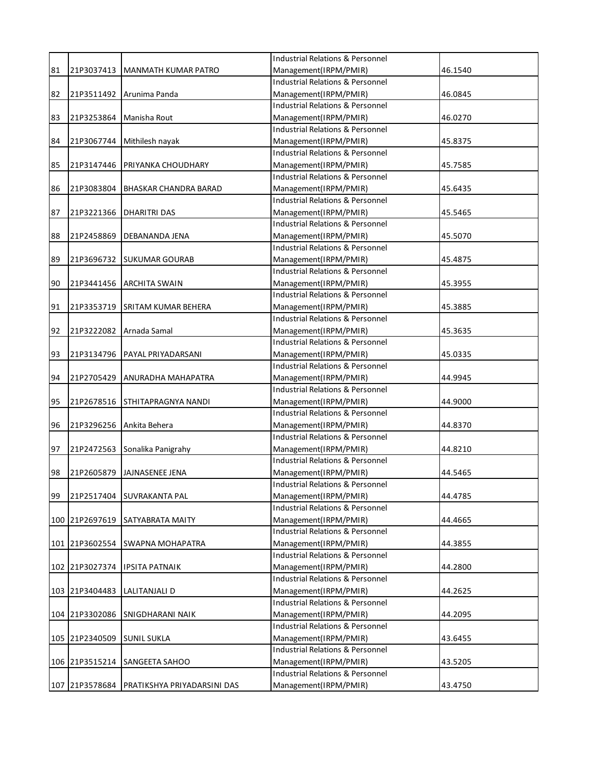| | | | | |
|---|---|---|---|---|
| 81 | 21P3037413 | MANMATH KUMAR PATRO | Industrial Relations & Personnel Management(IRPM/PMIR) | 46.1540 |
| 82 | 21P3511492 | Arunima Panda | Industrial Relations & Personnel Management(IRPM/PMIR) | 46.0845 |
| 83 | 21P3253864 | Manisha Rout | Industrial Relations & Personnel Management(IRPM/PMIR) | 46.0270 |
| 84 | 21P3067744 | Mithilesh nayak | Industrial Relations & Personnel Management(IRPM/PMIR) | 45.8375 |
| 85 | 21P3147446 | PRIYANKA CHOUDHARY | Industrial Relations & Personnel Management(IRPM/PMIR) | 45.7585 |
| 86 | 21P3083804 | BHASKAR CHANDRA BARAD | Industrial Relations & Personnel Management(IRPM/PMIR) | 45.6435 |
| 87 | 21P3221366 | DHARITRI DAS | Industrial Relations & Personnel Management(IRPM/PMIR) | 45.5465 |
| 88 | 21P2458869 | DEBANANDA JENA | Industrial Relations & Personnel Management(IRPM/PMIR) | 45.5070 |
| 89 | 21P3696732 | SUKUMAR GOURAB | Industrial Relations & Personnel Management(IRPM/PMIR) | 45.4875 |
| 90 | 21P3441456 | ARCHITA SWAIN | Industrial Relations & Personnel Management(IRPM/PMIR) | 45.3955 |
| 91 | 21P3353719 | SRITAM KUMAR BEHERA | Industrial Relations & Personnel Management(IRPM/PMIR) | 45.3885 |
| 92 | 21P3222082 | Arnada Samal | Industrial Relations & Personnel Management(IRPM/PMIR) | 45.3635 |
| 93 | 21P3134796 | PAYAL PRIYADARSANI | Industrial Relations & Personnel Management(IRPM/PMIR) | 45.0335 |
| 94 | 21P2705429 | ANURADHA MAHAPATRA | Industrial Relations & Personnel Management(IRPM/PMIR) | 44.9945 |
| 95 | 21P2678516 | STHITAPRAGNYA NANDI | Industrial Relations & Personnel Management(IRPM/PMIR) | 44.9000 |
| 96 | 21P3296256 | Ankita Behera | Industrial Relations & Personnel Management(IRPM/PMIR) | 44.8370 |
| 97 | 21P2472563 | Sonalika Panigrahy | Industrial Relations & Personnel Management(IRPM/PMIR) | 44.8210 |
| 98 | 21P2605879 | JAJNASENEE JENA | Industrial Relations & Personnel Management(IRPM/PMIR) | 44.5465 |
| 99 | 21P2517404 | SUVRAKANTA PAL | Industrial Relations & Personnel Management(IRPM/PMIR) | 44.4785 |
| 100 | 21P2697619 | SATYABRATA MAITY | Industrial Relations & Personnel Management(IRPM/PMIR) | 44.4665 |
| 101 | 21P3602554 | SWAPNA MOHAPATRA | Industrial Relations & Personnel Management(IRPM/PMIR) | 44.3855 |
| 102 | 21P3027374 | IPSITA PATNAIK | Industrial Relations & Personnel Management(IRPM/PMIR) | 44.2800 |
| 103 | 21P3404483 | LALITANJALI D | Industrial Relations & Personnel Management(IRPM/PMIR) | 44.2625 |
| 104 | 21P3302086 | SNIGDHARANI NAIK | Industrial Relations & Personnel Management(IRPM/PMIR) | 44.2095 |
| 105 | 21P2340509 | SUNIL SUKLA | Industrial Relations & Personnel Management(IRPM/PMIR) | 43.6455 |
| 106 | 21P3515214 | SANGEETA SAHOO | Industrial Relations & Personnel Management(IRPM/PMIR) | 43.5205 |
| 107 | 21P3578684 | PRATIKSHYA PRIYADARSINI DAS | Industrial Relations & Personnel Management(IRPM/PMIR) | 43.4750 |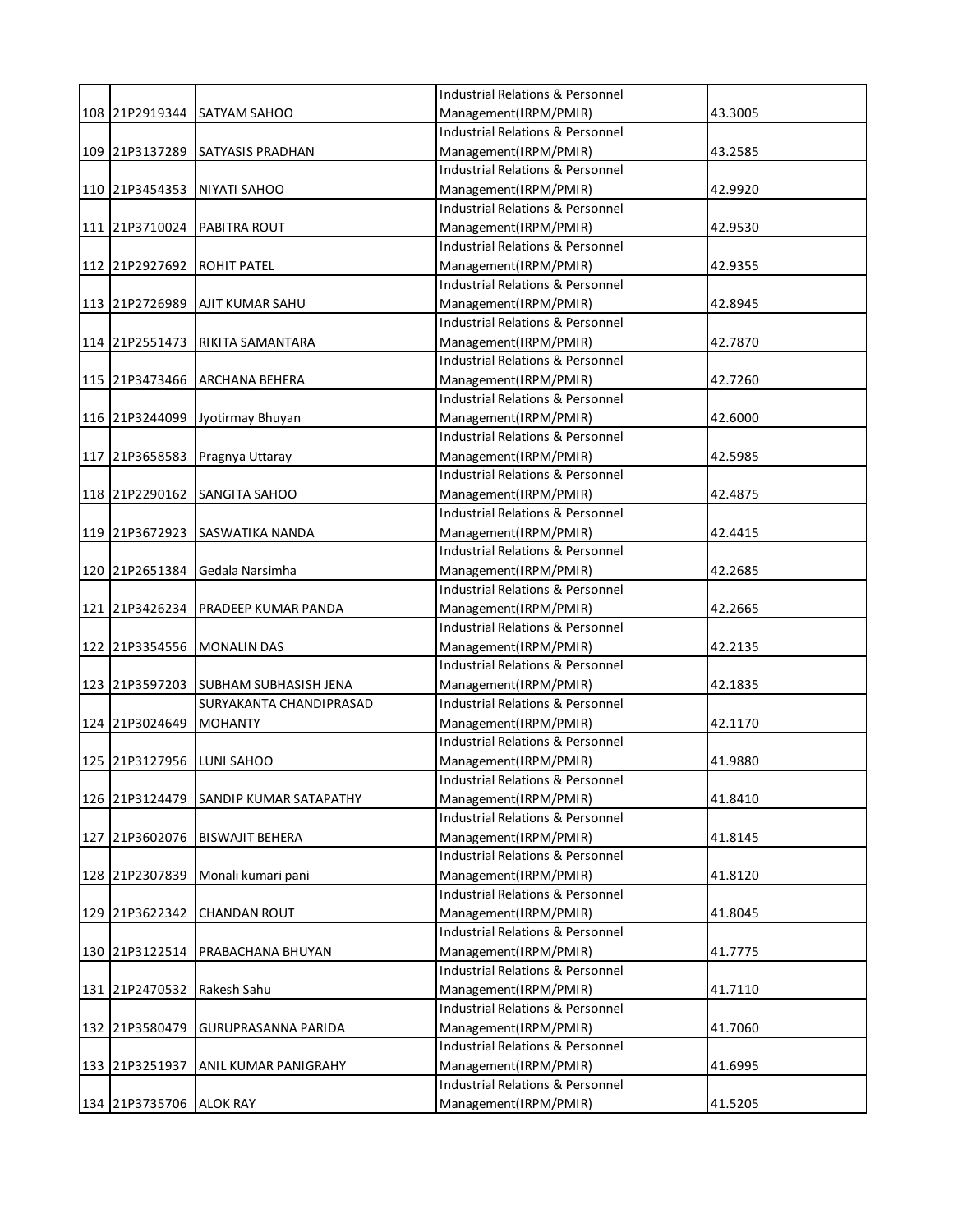| | | | | |
|---|---|---|---|---|
| 108 | 21P2919344 | SATYAM SAHOO | Industrial Relations & Personnel Management(IRPM/PMIR) | 43.3005 |
| 109 | 21P3137289 | SATYASIS PRADHAN | Industrial Relations & Personnel Management(IRPM/PMIR) | 43.2585 |
| 110 | 21P3454353 | NIYATI SAHOO | Industrial Relations & Personnel Management(IRPM/PMIR) | 42.9920 |
| 111 | 21P3710024 | PABITRA ROUT | Industrial Relations & Personnel Management(IRPM/PMIR) | 42.9530 |
| 112 | 21P2927692 | ROHIT PATEL | Industrial Relations & Personnel Management(IRPM/PMIR) | 42.9355 |
| 113 | 21P2726989 | AJIT KUMAR SAHU | Industrial Relations & Personnel Management(IRPM/PMIR) | 42.8945 |
| 114 | 21P2551473 | RIKITA SAMANTARA | Industrial Relations & Personnel Management(IRPM/PMIR) | 42.7870 |
| 115 | 21P3473466 | ARCHANA BEHERA | Industrial Relations & Personnel Management(IRPM/PMIR) | 42.7260 |
| 116 | 21P3244099 | Jyotirmay Bhuyan | Industrial Relations & Personnel Management(IRPM/PMIR) | 42.6000 |
| 117 | 21P3658583 | Pragnya Uttaray | Industrial Relations & Personnel Management(IRPM/PMIR) | 42.5985 |
| 118 | 21P2290162 | SANGITA SAHOO | Industrial Relations & Personnel Management(IRPM/PMIR) | 42.4875 |
| 119 | 21P3672923 | SASWATIKA NANDA | Industrial Relations & Personnel Management(IRPM/PMIR) | 42.4415 |
| 120 | 21P2651384 | Gedala Narsimha | Industrial Relations & Personnel Management(IRPM/PMIR) | 42.2685 |
| 121 | 21P3426234 | PRADEEP KUMAR PANDA | Industrial Relations & Personnel Management(IRPM/PMIR) | 42.2665 |
| 122 | 21P3354556 | MONALIN DAS | Industrial Relations & Personnel Management(IRPM/PMIR) | 42.2135 |
| 123 | 21P3597203 | SUBHAM SUBHASISH JENA | Industrial Relations & Personnel Management(IRPM/PMIR) | 42.1835 |
| 124 | 21P3024649 | SURYAKANTA CHANDIPRASAD MOHANTY | Industrial Relations & Personnel Management(IRPM/PMIR) | 42.1170 |
| 125 | 21P3127956 | LUNI SAHOO | Industrial Relations & Personnel Management(IRPM/PMIR) | 41.9880 |
| 126 | 21P3124479 | SANDIP KUMAR SATAPATHY | Industrial Relations & Personnel Management(IRPM/PMIR) | 41.8410 |
| 127 | 21P3602076 | BISWAJIT BEHERA | Industrial Relations & Personnel Management(IRPM/PMIR) | 41.8145 |
| 128 | 21P2307839 | Monali kumari pani | Industrial Relations & Personnel Management(IRPM/PMIR) | 41.8120 |
| 129 | 21P3622342 | CHANDAN ROUT | Industrial Relations & Personnel Management(IRPM/PMIR) | 41.8045 |
| 130 | 21P3122514 | PRABACHANA BHUYAN | Industrial Relations & Personnel Management(IRPM/PMIR) | 41.7775 |
| 131 | 21P2470532 | Rakesh Sahu | Industrial Relations & Personnel Management(IRPM/PMIR) | 41.7110 |
| 132 | 21P3580479 | GURUPRASANNA PARIDA | Industrial Relations & Personnel Management(IRPM/PMIR) | 41.7060 |
| 133 | 21P3251937 | ANIL KUMAR PANIGRAHY | Industrial Relations & Personnel Management(IRPM/PMIR) | 41.6995 |
| 134 | 21P3735706 | ALOK RAY | Industrial Relations & Personnel Management(IRPM/PMIR) | 41.5205 |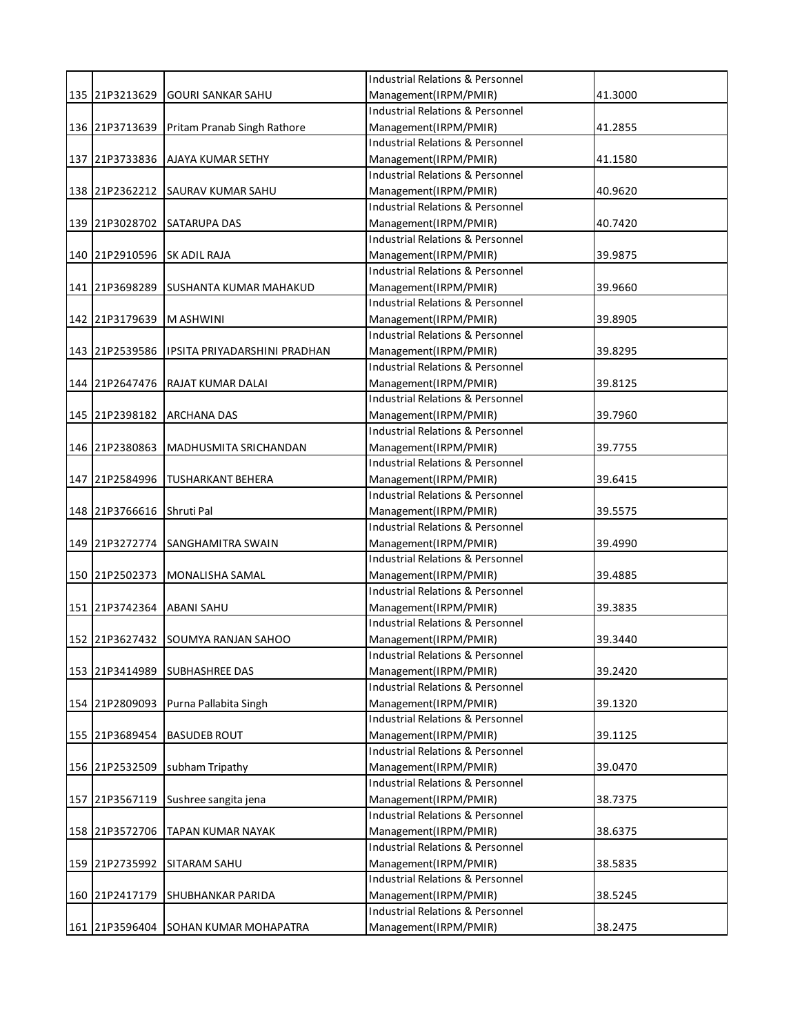| | | | | |
|---|---|---|---|---|
| 135 | 21P3213629 | GOURI SANKAR SAHU | Industrial Relations & Personnel Management(IRPM/PMIR) | 41.3000 |
| 136 | 21P3713639 | Pritam Pranab Singh Rathore | Industrial Relations & Personnel Management(IRPM/PMIR) | 41.2855 |
| 137 | 21P3733836 | AJAYA KUMAR SETHY | Industrial Relations & Personnel Management(IRPM/PMIR) | 41.1580 |
| 138 | 21P2362212 | SAURAV KUMAR SAHU | Industrial Relations & Personnel Management(IRPM/PMIR) | 40.9620 |
| 139 | 21P3028702 | SATARUPA DAS | Industrial Relations & Personnel Management(IRPM/PMIR) | 40.7420 |
| 140 | 21P2910596 | SK ADIL RAJA | Industrial Relations & Personnel Management(IRPM/PMIR) | 39.9875 |
| 141 | 21P3698289 | SUSHANTA KUMAR MAHAKUD | Industrial Relations & Personnel Management(IRPM/PMIR) | 39.9660 |
| 142 | 21P3179639 | M ASHWINI | Industrial Relations & Personnel Management(IRPM/PMIR) | 39.8905 |
| 143 | 21P2539586 | IPSITA PRIYADARSHINI PRADHAN | Industrial Relations & Personnel Management(IRPM/PMIR) | 39.8295 |
| 144 | 21P2647476 | RAJAT KUMAR DALAI | Industrial Relations & Personnel Management(IRPM/PMIR) | 39.8125 |
| 145 | 21P2398182 | ARCHANA DAS | Industrial Relations & Personnel Management(IRPM/PMIR) | 39.7960 |
| 146 | 21P2380863 | MADHUSMITA SRICHANDAN | Industrial Relations & Personnel Management(IRPM/PMIR) | 39.7755 |
| 147 | 21P2584996 | TUSHARKANT BEHERA | Industrial Relations & Personnel Management(IRPM/PMIR) | 39.6415 |
| 148 | 21P3766616 | Shruti Pal | Industrial Relations & Personnel Management(IRPM/PMIR) | 39.5575 |
| 149 | 21P3272774 | SANGHAMITRA SWAIN | Industrial Relations & Personnel Management(IRPM/PMIR) | 39.4990 |
| 150 | 21P2502373 | MONALISHA SAMAL | Industrial Relations & Personnel Management(IRPM/PMIR) | 39.4885 |
| 151 | 21P3742364 | ABANI SAHU | Industrial Relations & Personnel Management(IRPM/PMIR) | 39.3835 |
| 152 | 21P3627432 | SOUMYA RANJAN SAHOO | Industrial Relations & Personnel Management(IRPM/PMIR) | 39.3440 |
| 153 | 21P3414989 | SUBHASHREE DAS | Industrial Relations & Personnel Management(IRPM/PMIR) | 39.2420 |
| 154 | 21P2809093 | Purna Pallabita Singh | Industrial Relations & Personnel Management(IRPM/PMIR) | 39.1320 |
| 155 | 21P3689454 | BASUDEB ROUT | Industrial Relations & Personnel Management(IRPM/PMIR) | 39.1125 |
| 156 | 21P2532509 | subham Tripathy | Industrial Relations & Personnel Management(IRPM/PMIR) | 39.0470 |
| 157 | 21P3567119 | Sushree sangita jena | Industrial Relations & Personnel Management(IRPM/PMIR) | 38.7375 |
| 158 | 21P3572706 | TAPAN KUMAR NAYAK | Industrial Relations & Personnel Management(IRPM/PMIR) | 38.6375 |
| 159 | 21P2735992 | SITARAM SAHU | Industrial Relations & Personnel Management(IRPM/PMIR) | 38.5835 |
| 160 | 21P2417179 | SHUBHANKAR PARIDA | Industrial Relations & Personnel Management(IRPM/PMIR) | 38.5245 |
| 161 | 21P3596404 | SOHAN KUMAR MOHAPATRA | Industrial Relations & Personnel Management(IRPM/PMIR) | 38.2475 |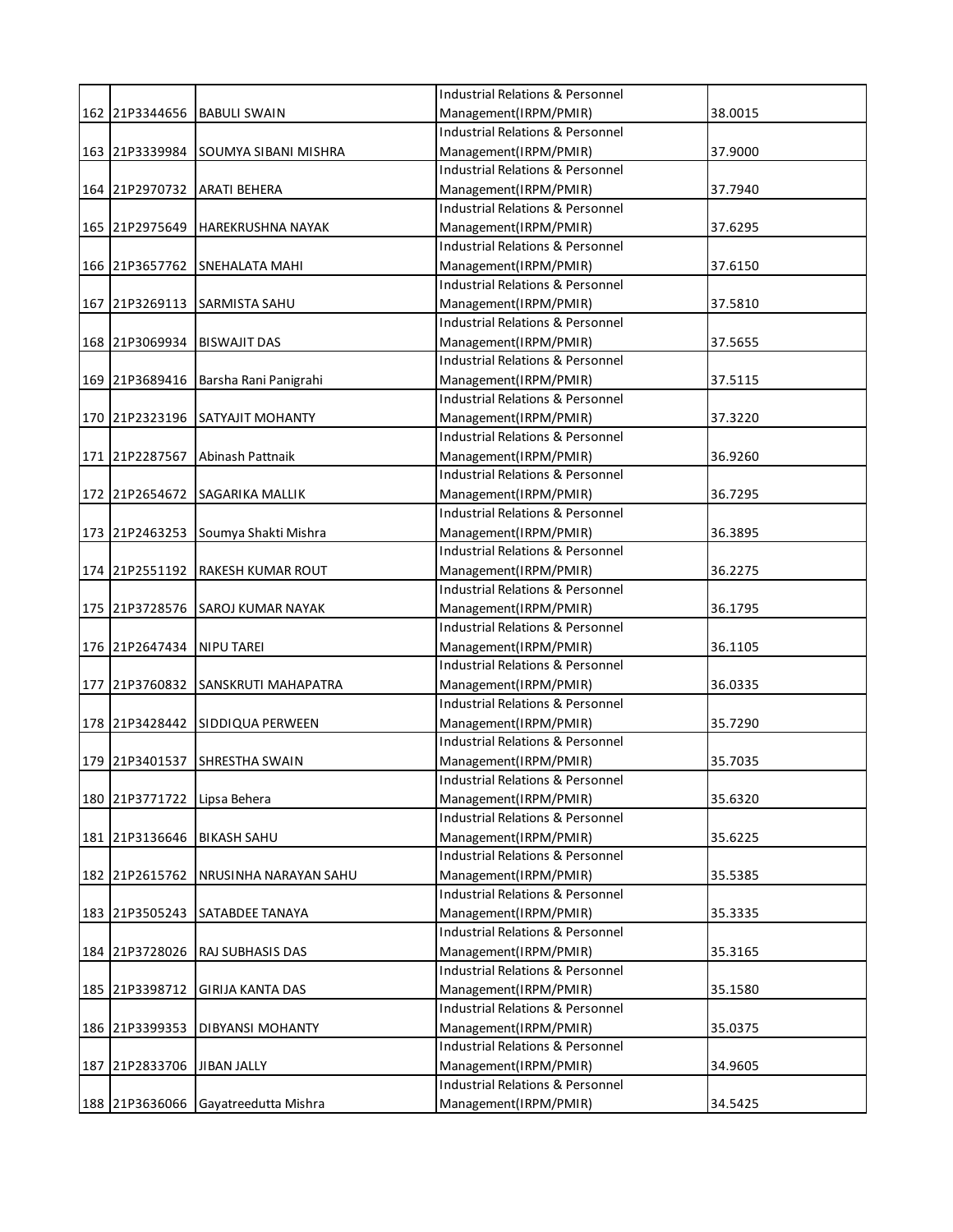| | | | | |
|---|---|---|---|---|
| 162 | 21P3344656 | BABULI SWAIN | Industrial Relations & Personnel Management(IRPM/PMIR) | 38.0015 |
| 163 | 21P3339984 | SOUMYA SIBANI MISHRA | Industrial Relations & Personnel Management(IRPM/PMIR) | 37.9000 |
| 164 | 21P2970732 | ARATI BEHERA | Industrial Relations & Personnel Management(IRPM/PMIR) | 37.7940 |
| 165 | 21P2975649 | HAREKRUSHNA NAYAK | Industrial Relations & Personnel Management(IRPM/PMIR) | 37.6295 |
| 166 | 21P3657762 | SNEHALATA MAHI | Industrial Relations & Personnel Management(IRPM/PMIR) | 37.6150 |
| 167 | 21P3269113 | SARMISTA SAHU | Industrial Relations & Personnel Management(IRPM/PMIR) | 37.5810 |
| 168 | 21P3069934 | BISWAJIT DAS | Industrial Relations & Personnel Management(IRPM/PMIR) | 37.5655 |
| 169 | 21P3689416 | Barsha Rani Panigrahi | Industrial Relations & Personnel Management(IRPM/PMIR) | 37.5115 |
| 170 | 21P2323196 | SATYAJIT MOHANTY | Industrial Relations & Personnel Management(IRPM/PMIR) | 37.3220 |
| 171 | 21P2287567 | Abinash Pattnaik | Industrial Relations & Personnel Management(IRPM/PMIR) | 36.9260 |
| 172 | 21P2654672 | SAGARIKA MALLIK | Industrial Relations & Personnel Management(IRPM/PMIR) | 36.7295 |
| 173 | 21P2463253 | Soumya Shakti Mishra | Industrial Relations & Personnel Management(IRPM/PMIR) | 36.3895 |
| 174 | 21P2551192 | RAKESH KUMAR ROUT | Industrial Relations & Personnel Management(IRPM/PMIR) | 36.2275 |
| 175 | 21P3728576 | SAROJ KUMAR NAYAK | Industrial Relations & Personnel Management(IRPM/PMIR) | 36.1795 |
| 176 | 21P2647434 | NIPU TAREI | Industrial Relations & Personnel Management(IRPM/PMIR) | 36.1105 |
| 177 | 21P3760832 | SANSKRUTI MAHAPATRA | Industrial Relations & Personnel Management(IRPM/PMIR) | 36.0335 |
| 178 | 21P3428442 | SIDDIQUA PERWEEN | Industrial Relations & Personnel Management(IRPM/PMIR) | 35.7290 |
| 179 | 21P3401537 | SHRESTHA SWAIN | Industrial Relations & Personnel Management(IRPM/PMIR) | 35.7035 |
| 180 | 21P3771722 | Lipsa Behera | Industrial Relations & Personnel Management(IRPM/PMIR) | 35.6320 |
| 181 | 21P3136646 | BIKASH SAHU | Industrial Relations & Personnel Management(IRPM/PMIR) | 35.6225 |
| 182 | 21P2615762 | NRUSINHA NARAYAN SAHU | Industrial Relations & Personnel Management(IRPM/PMIR) | 35.5385 |
| 183 | 21P3505243 | SATABDEE TANAYA | Industrial Relations & Personnel Management(IRPM/PMIR) | 35.3335 |
| 184 | 21P3728026 | RAJ SUBHASIS DAS | Industrial Relations & Personnel Management(IRPM/PMIR) | 35.3165 |
| 185 | 21P3398712 | GIRIJA KANTA DAS | Industrial Relations & Personnel Management(IRPM/PMIR) | 35.1580 |
| 186 | 21P3399353 | DIBYANSI MOHANTY | Industrial Relations & Personnel Management(IRPM/PMIR) | 35.0375 |
| 187 | 21P2833706 | JIBAN JALLY | Industrial Relations & Personnel Management(IRPM/PMIR) | 34.9605 |
| 188 | 21P3636066 | Gayatreedutta Mishra | Industrial Relations & Personnel Management(IRPM/PMIR) | 34.5425 |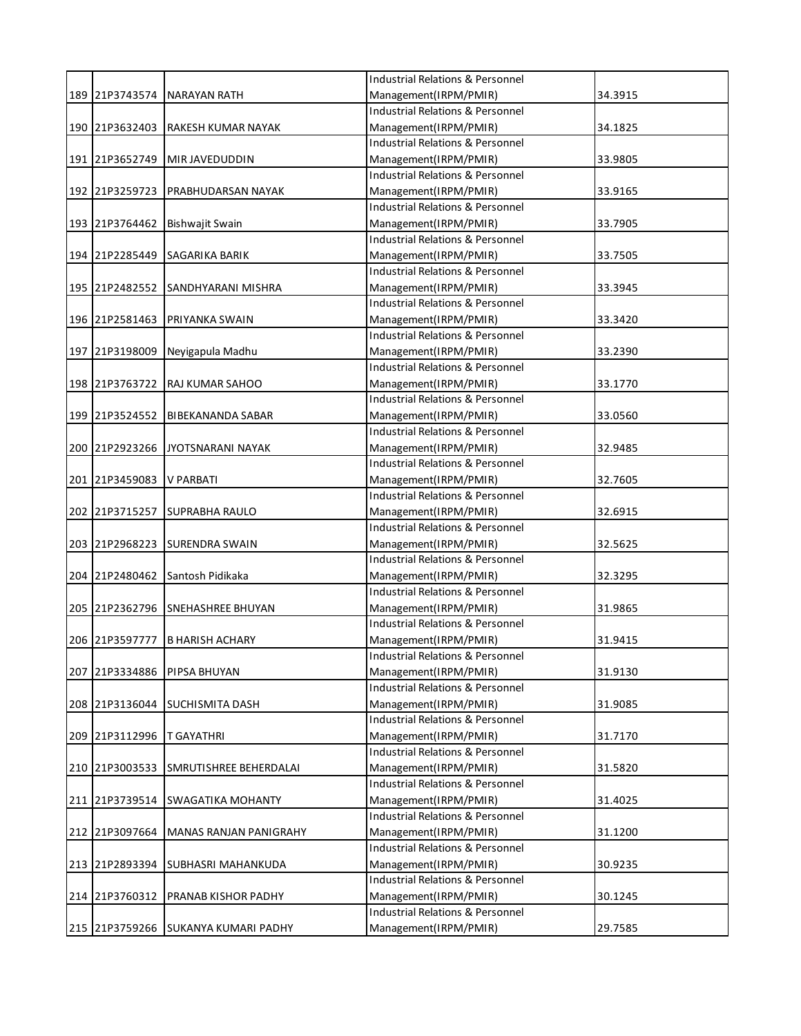| | | | | |
|---|---|---|---|---|
| 189 | 21P3743574 | NARAYAN RATH | Industrial Relations & Personnel Management(IRPM/PMIR) | 34.3915 |
| 190 | 21P3632403 | RAKESH KUMAR NAYAK | Industrial Relations & Personnel Management(IRPM/PMIR) | 34.1825 |
| 191 | 21P3652749 | MIR JAVEDUDDIN | Industrial Relations & Personnel Management(IRPM/PMIR) | 33.9805 |
| 192 | 21P3259723 | PRABHUDARSAN NAYAK | Industrial Relations & Personnel Management(IRPM/PMIR) | 33.9165 |
| 193 | 21P3764462 | Bishwajit Swain | Industrial Relations & Personnel Management(IRPM/PMIR) | 33.7905 |
| 194 | 21P2285449 | SAGARIKA BARIK | Industrial Relations & Personnel Management(IRPM/PMIR) | 33.7505 |
| 195 | 21P2482552 | SANDHYARANI MISHRA | Industrial Relations & Personnel Management(IRPM/PMIR) | 33.3945 |
| 196 | 21P2581463 | PRIYANKA SWAIN | Industrial Relations & Personnel Management(IRPM/PMIR) | 33.3420 |
| 197 | 21P3198009 | Neyigapula Madhu | Industrial Relations & Personnel Management(IRPM/PMIR) | 33.2390 |
| 198 | 21P3763722 | RAJ KUMAR SAHOO | Industrial Relations & Personnel Management(IRPM/PMIR) | 33.1770 |
| 199 | 21P3524552 | BIBEKANANDA SABAR | Industrial Relations & Personnel Management(IRPM/PMIR) | 33.0560 |
| 200 | 21P2923266 | JYOTSNARANI NAYAK | Industrial Relations & Personnel Management(IRPM/PMIR) | 32.9485 |
| 201 | 21P3459083 | V PARBATI | Industrial Relations & Personnel Management(IRPM/PMIR) | 32.7605 |
| 202 | 21P3715257 | SUPRABHA RAULO | Industrial Relations & Personnel Management(IRPM/PMIR) | 32.6915 |
| 203 | 21P2968223 | SURENDRA SWAIN | Industrial Relations & Personnel Management(IRPM/PMIR) | 32.5625 |
| 204 | 21P2480462 | Santosh Pidikaka | Industrial Relations & Personnel Management(IRPM/PMIR) | 32.3295 |
| 205 | 21P2362796 | SNEHASHREE BHUYAN | Industrial Relations & Personnel Management(IRPM/PMIR) | 31.9865 |
| 206 | 21P3597777 | B HARISH ACHARY | Industrial Relations & Personnel Management(IRPM/PMIR) | 31.9415 |
| 207 | 21P3334886 | PIPSA BHUYAN | Industrial Relations & Personnel Management(IRPM/PMIR) | 31.9130 |
| 208 | 21P3136044 | SUCHISMITA DASH | Industrial Relations & Personnel Management(IRPM/PMIR) | 31.9085 |
| 209 | 21P3112996 | T GAYATHRI | Industrial Relations & Personnel Management(IRPM/PMIR) | 31.7170 |
| 210 | 21P3003533 | SMRUTISHREE BEHERDALAI | Industrial Relations & Personnel Management(IRPM/PMIR) | 31.5820 |
| 211 | 21P3739514 | SWAGATIKA MOHANTY | Industrial Relations & Personnel Management(IRPM/PMIR) | 31.4025 |
| 212 | 21P3097664 | MANAS RANJAN PANIGRAHY | Industrial Relations & Personnel Management(IRPM/PMIR) | 31.1200 |
| 213 | 21P2893394 | SUBHASRI MAHANKUDA | Industrial Relations & Personnel Management(IRPM/PMIR) | 30.9235 |
| 214 | 21P3760312 | PRANAB KISHOR PADHY | Industrial Relations & Personnel Management(IRPM/PMIR) | 30.1245 |
| 215 | 21P3759266 | SUKANYA KUMARI PADHY | Industrial Relations & Personnel Management(IRPM/PMIR) | 29.7585 |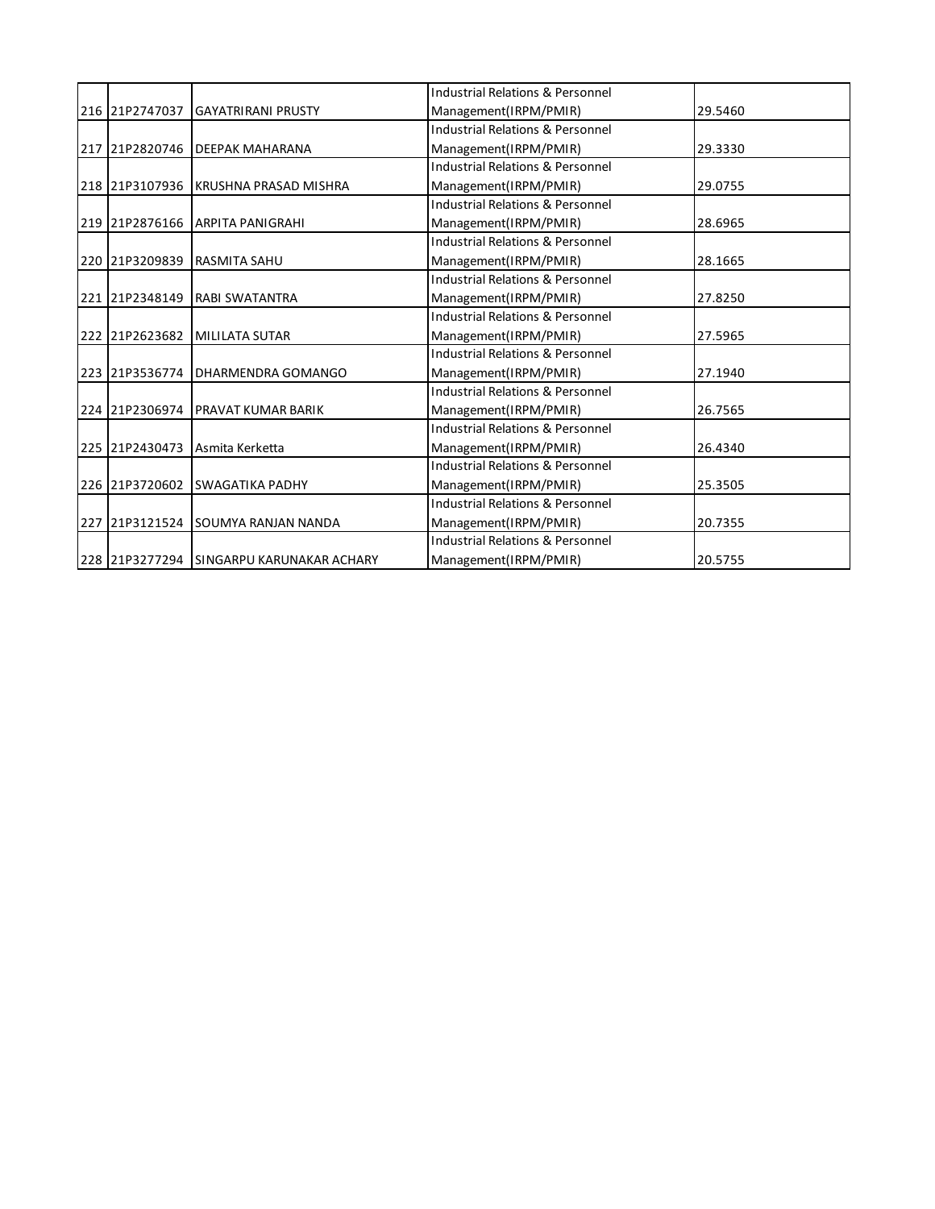| | | | | |
|---|---|---|---|---|
| 216 | 21P2747037 | GAYATRIRANI PRUSTY | Industrial Relations & Personnel Management(IRPM/PMIR) | 29.5460 |
| 217 | 21P2820746 | DEEPAK MAHARANA | Industrial Relations & Personnel Management(IRPM/PMIR) | 29.3330 |
| 218 | 21P3107936 | KRUSHNA PRASAD MISHRA | Industrial Relations & Personnel Management(IRPM/PMIR) | 29.0755 |
| 219 | 21P2876166 | ARPITA PANIGRAHI | Industrial Relations & Personnel Management(IRPM/PMIR) | 28.6965 |
| 220 | 21P3209839 | RASMITA SAHU | Industrial Relations & Personnel Management(IRPM/PMIR) | 28.1665 |
| 221 | 21P2348149 | RABI SWATANTRA | Industrial Relations & Personnel Management(IRPM/PMIR) | 27.8250 |
| 222 | 21P2623682 | MILILATA SUTAR | Industrial Relations & Personnel Management(IRPM/PMIR) | 27.5965 |
| 223 | 21P3536774 | DHARMENDRA GOMANGO | Industrial Relations & Personnel Management(IRPM/PMIR) | 27.1940 |
| 224 | 21P2306974 | PRAVAT KUMAR BARIK | Industrial Relations & Personnel Management(IRPM/PMIR) | 26.7565 |
| 225 | 21P2430473 | Asmita Kerketta | Industrial Relations & Personnel Management(IRPM/PMIR) | 26.4340 |
| 226 | 21P3720602 | SWAGATIKA PADHY | Industrial Relations & Personnel Management(IRPM/PMIR) | 25.3505 |
| 227 | 21P3121524 | SOUMYA RANJAN NANDA | Industrial Relations & Personnel Management(IRPM/PMIR) | 20.7355 |
| 228 | 21P3277294 | SINGARPU KARUNAKAR ACHARY | Industrial Relations & Personnel Management(IRPM/PMIR) | 20.5755 |